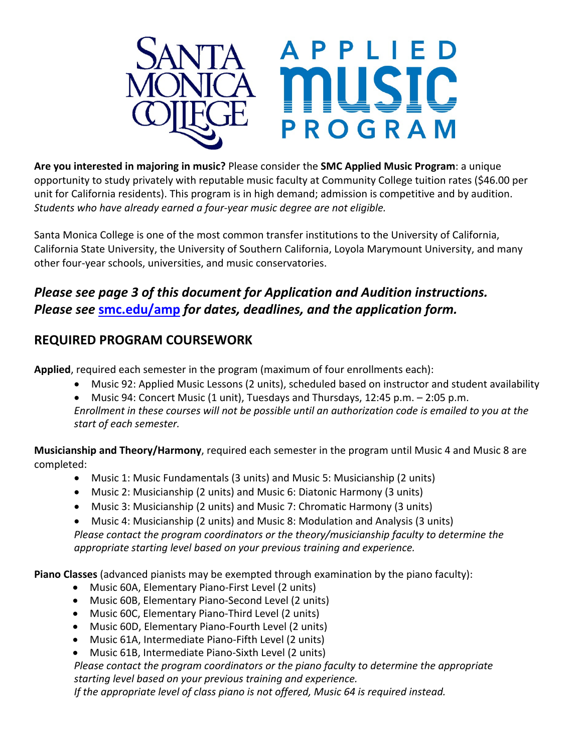**Are you interested in majoring in music?** Please consider the **SMC Applied Music Program**: a unique opportunity to study privately with reputable music faculty at Community College tuition rates ($46.00 per unit for California residents). This program is in high demand; admission is competitive and by audition. *Students who have already earned a four-year music degree are not eligible.*

Santa Monica College is one of the most common transfer institutions to the University of California, California State University, the University of Southern California, Loyola Marymount University, and many other four-year schools, universities, and music conservatories.

## *Please see page 3 of this document for Application and Audition instructions. Please see [smc.edu/amp](smc.edu/amp) for dates, deadlines, and the application form.*

## REQUIRED PROGRAM COURSEWORK

**Applied**, required each semester in the program (maximum of four enrollments each):

- Music 92: Applied Music Lessons (2 units), scheduled based on instructor and student availability
- Music 94: Concert Music (1 unit), Tuesdays and Thursdays, 12:45 p.m. – 2:05 p.m.

*Enrollment in these courses will not be possible until an authorization code is emailed to you at the start of each semester.*

**Musicianship and Theory/Harmony**, required each semester in the program until Music 4 and Music 8 are completed:

- Music 1: Music Fundamentals (3 units) and Music 5: Musicianship (2 units)
- Music 2: Musicianship (2 units) and Music 6: Diatonic Harmony (3 units)
- Music 3: Musicianship (2 units) and Music 7: Chromatic Harmony (3 units)
- Music 4: Musicianship (2 units) and Music 8: Modulation and Analysis (3 units)

*Please contact the program coordinators or the theory/musicianship faculty to determine the appropriate starting level based on your previous training and experience.*

**Piano Classes** (advanced pianists may be exempted through examination by the piano faculty):

- Music 60A, Elementary Piano-First Level (2 units)
- Music 60B, Elementary Piano-Second Level (2 units)
- Music 60C, Elementary Piano-Third Level (2 units)
- Music 60D, Elementary Piano-Fourth Level (2 units)
- Music 61A, Intermediate Piano-Fifth Level (2 units)
- Music 61B, Intermediate Piano-Sixth Level (2 units)

*Please contact the program coordinators or the piano faculty to determine the appropriate starting level based on your previous training and experience.*
*If the appropriate level of class piano is not offered, Music 64 is required instead.*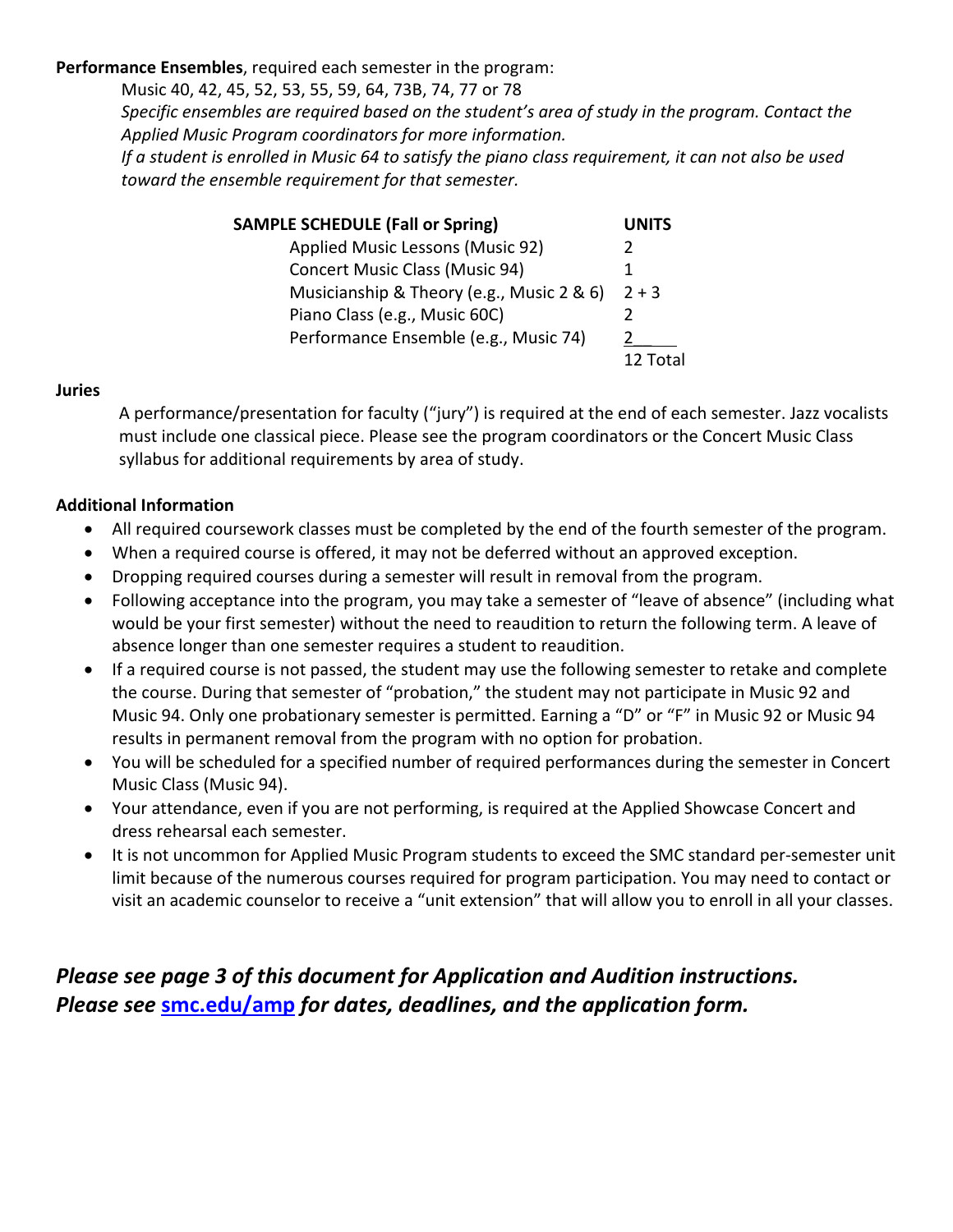**Performance Ensembles**, required each semester in the program:

Music 40, 42, 45, 52, 53, 55, 59, 64, 73B, 74, 77 or 78

*Specific ensembles are required based on the student's area of study in the program. Contact the Applied Music Program coordinators for more information.*

*If a student is enrolled in Music 64 to satisfy the piano class requirement, it can not also be used toward the ensemble requirement for that semester.*

| SAMPLE SCHEDULE (Fall or Spring) | UNITS |
|---|---|
| Applied Music Lessons (Music 92) | 2 |
| Concert Music Class (Music 94) | 1 |
| Musicianship & Theory (e.g., Music 2 & 6) | 2 + 3 |
| Piano Class (e.g., Music 60C) | 2 |
| Performance Ensemble (e.g., Music 74) | 2 |
| | 12 Total |

**Juries**

A performance/presentation for faculty ("jury") is required at the end of each semester. Jazz vocalists must include one classical piece. Please see the program coordinators or the Concert Music Class syllabus for additional requirements by area of study.

**Additional Information**

- All required coursework classes must be completed by the end of the fourth semester of the program.
- When a required course is offered, it may not be deferred without an approved exception.
- Dropping required courses during a semester will result in removal from the program.
- Following acceptance into the program, you may take a semester of "leave of absence" (including what would be your first semester) without the need to reaudition to return the following term. A leave of absence longer than one semester requires a student to reaudition.
- If a required course is not passed, the student may use the following semester to retake and complete the course. During that semester of "probation," the student may not participate in Music 92 and Music 94. Only one probationary semester is permitted. Earning a "D" or "F" in Music 92 or Music 94 results in permanent removal from the program with no option for probation.
- You will be scheduled for a specified number of required performances during the semester in Concert Music Class (Music 94).
- Your attendance, even if you are not performing, is required at the Applied Showcase Concert and dress rehearsal each semester.
- It is not uncommon for Applied Music Program students to exceed the SMC standard per-semester unit limit because of the numerous courses required for program participation. You may need to contact or visit an academic counselor to receive a "unit extension" that will allow you to enroll in all your classes.

***Please see page 3 of this document for Application and Audition instructions.***
***Please see [smc.edu/amp](smc.edu/amp) for dates, deadlines, and the application form.***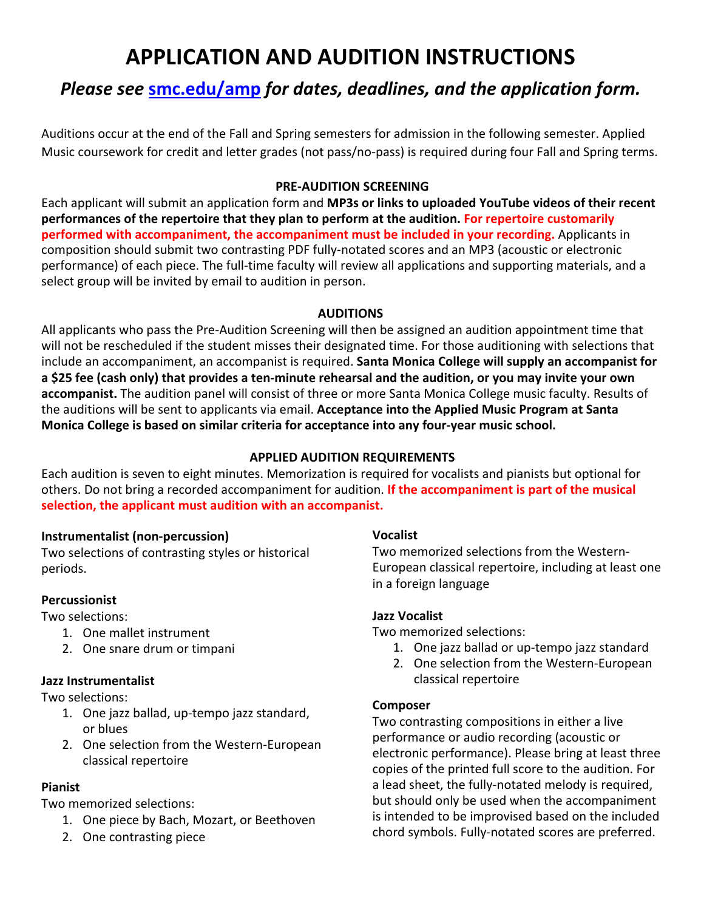# APPLICATION AND AUDITION INSTRUCTIONS

## *Please see [smc.edu/amp](smc.edu/amp) for dates, deadlines, and the application form.*

Auditions occur at the end of the Fall and Spring semesters for admission in the following semester. Applied Music coursework for credit and letter grades (not pass/no-pass) is required during four Fall and Spring terms.

### PRE-AUDITION SCREENING

Each applicant will submit an application form and **MP3s or links to uploaded YouTube videos of their recent performances of the repertoire that they plan to perform at the audition.** **For repertoire customarily performed with accompaniment, the accompaniment must be included in your recording.** Applicants in composition should submit two contrasting PDF fully-notated scores and an MP3 (acoustic or electronic performance) of each piece. The full-time faculty will review all applications and supporting materials, and a select group will be invited by email to audition in person.

### AUDITIONS

All applicants who pass the Pre-Audition Screening will then be assigned an audition appointment time that will not be rescheduled if the student misses their designated time. For those auditioning with selections that include an accompaniment, an accompanist is required. **Santa Monica College will supply an accompanist for a $25 fee (cash only) that provides a ten-minute rehearsal and the audition, or you may invite your own accompanist.** The audition panel will consist of three or more Santa Monica College music faculty. Results of the auditions will be sent to applicants via email. **Acceptance into the Applied Music Program at Santa Monica College is based on similar criteria for acceptance into any four-year music school.**

### APPLIED AUDITION REQUIREMENTS

Each audition is seven to eight minutes. Memorization is required for vocalists and pianists but optional for others. Do not bring a recorded accompaniment for audition. **If the accompaniment is part of the musical selection, the applicant must audition with an accompanist.**

**Instrumentalist (non-percussion)**

Two selections of contrasting styles or historical periods.

**Percussionist**

Two selections:

1. One mallet instrument
2. One snare drum or timpani

**Jazz Instrumentalist**

Two selections:

1. One jazz ballad, up-tempo jazz standard, or blues
2. One selection from the Western-European classical repertoire

**Pianist**

Two memorized selections:

1. One piece by Bach, Mozart, or Beethoven
2. One contrasting piece

**Vocalist**

Two memorized selections from the Western-European classical repertoire, including at least one in a foreign language

**Jazz Vocalist**

Two memorized selections:

1. One jazz ballad or up-tempo jazz standard
2. One selection from the Western-European classical repertoire

**Composer**

Two contrasting compositions in either a live performance or audio recording (acoustic or electronic performance). Please bring at least three copies of the printed full score to the audition. For a lead sheet, the fully-notated melody is required, but should only be used when the accompaniment is intended to be improvised based on the included chord symbols. Fully-notated scores are preferred.